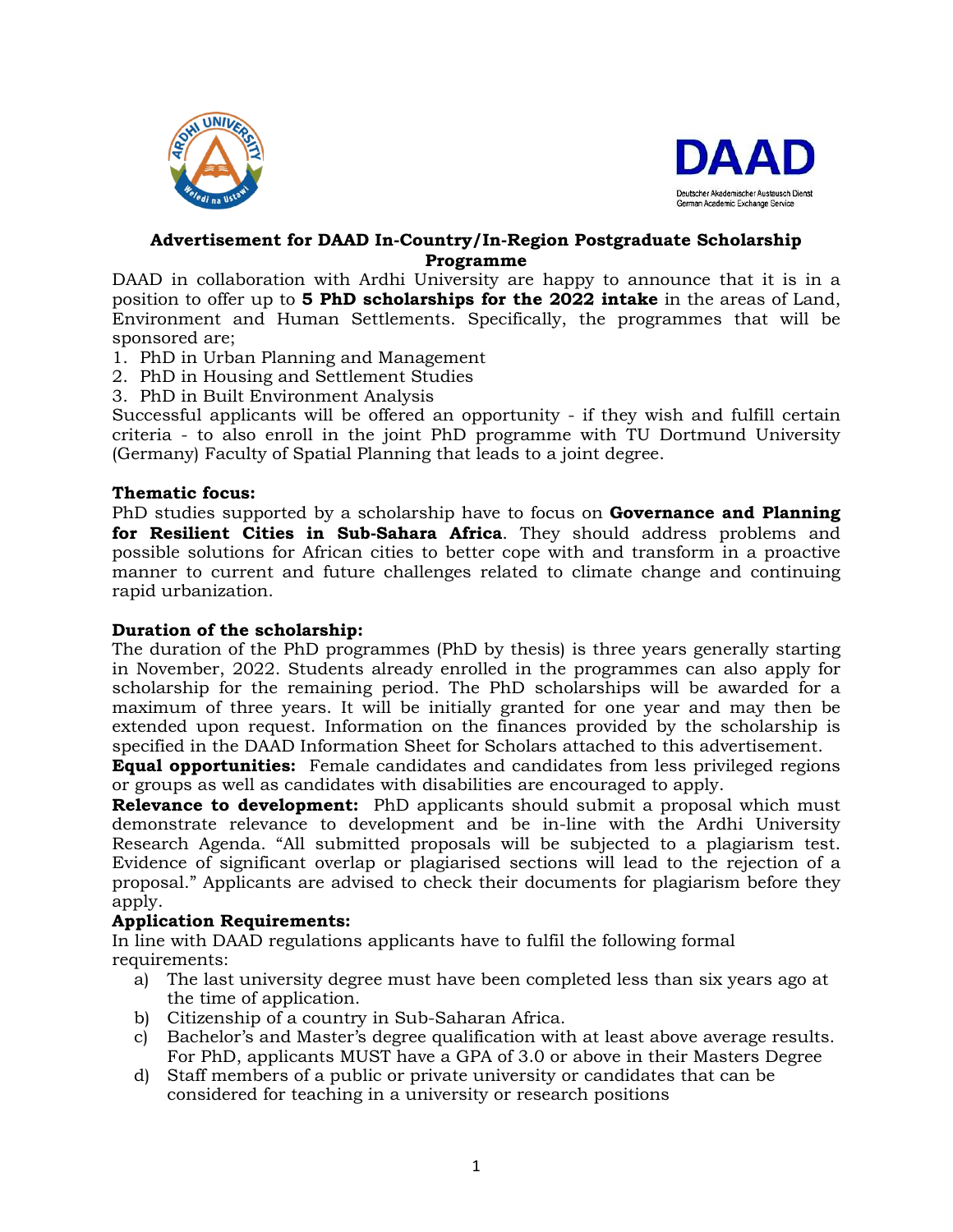## Advertisement for DAAD In-Country/In-Region Postgraduate Scholarship Programme

DAAD in collaboration with Ardhi University are happy to announce that it is in a position to offer up to **5 PhD scholarships for the 2022 intake** in the areas of Land, Environment and Human Settlements. Specifically, the programmes that will be sponsored are;

1. PhD in Urban Planning and Management
2. PhD in Housing and Settlement Studies
3. PhD in Built Environment Analysis

Successful applicants will be offered an opportunity - if they wish and fulfill certain criteria - to also enroll in the joint PhD programme with TU Dortmund University (Germany) Faculty of Spatial Planning that leads to a joint degree.

**Thematic focus:**

PhD studies supported by a scholarship have to focus on **Governance and Planning for Resilient Cities in Sub-Sahara Africa**. They should address problems and possible solutions for African cities to better cope with and transform in a proactive manner to current and future challenges related to climate change and continuing rapid urbanization.

**Duration of the scholarship:**

The duration of the PhD programmes (PhD by thesis) is three years generally starting in November, 2022. Students already enrolled in the programmes can also apply for scholarship for the remaining period. The PhD scholarships will be awarded for a maximum of three years. It will be initially granted for one year and may then be extended upon request. Information on the finances provided by the scholarship is specified in the DAAD Information Sheet for Scholars attached to this advertisement.

**Equal opportunities:** Female candidates and candidates from less privileged regions or groups as well as candidates with disabilities are encouraged to apply.

**Relevance to development:** PhD applicants should submit a proposal which must demonstrate relevance to development and be in-line with the Ardhi University Research Agenda. "All submitted proposals will be subjected to a plagiarism test. Evidence of significant overlap or plagiarised sections will lead to the rejection of a proposal." Applicants are advised to check their documents for plagiarism before they apply.

**Application Requirements:**

In line with DAAD regulations applicants have to fulfil the following formal requirements:

a) The last university degree must have been completed less than six years ago at the time of application.
b) Citizenship of a country in Sub-Saharan Africa.
c) Bachelor's and Master's degree qualification with at least above average results. For PhD, applicants MUST have a GPA of 3.0 or above in their Masters Degree
d) Staff members of a public or private university or candidates that can be considered for teaching in a university or research positions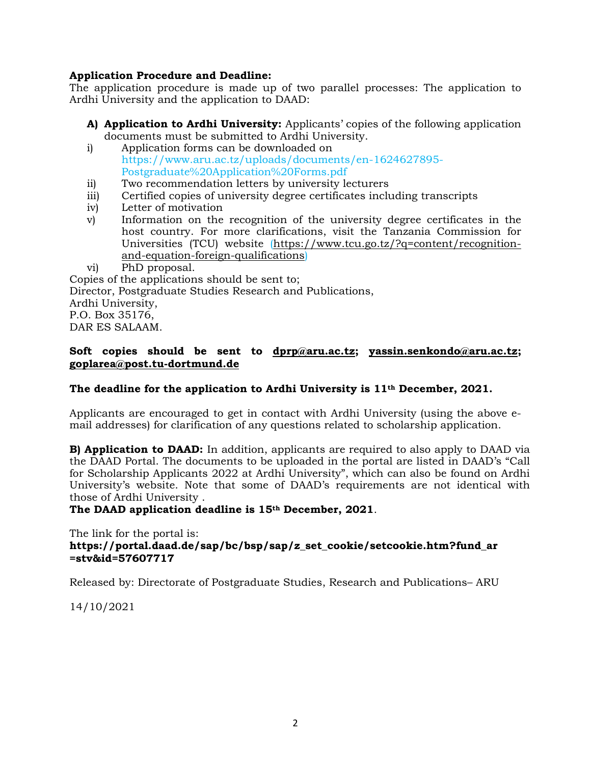**Application Procedure and Deadline:**
The application procedure is made up of two parallel processes: The application to Ardhi University and the application to DAAD:

**A) Application to Ardhi University:** Applicants' copies of the following application documents must be submitted to Ardhi University.

i) Application forms can be downloaded on https://www.aru.ac.tz/uploads/documents/en-1624627895-Postgraduate%20Application%20Forms.pdf
ii) Two recommendation letters by university lecturers
iii) Certified copies of university degree certificates including transcripts
iv) Letter of motivation
v) Information on the recognition of the university degree certificates in the host country. For more clarifications, visit the Tanzania Commission for Universities (TCU) website (https://www.tcu.go.tz/?q=content/recognition-and-equation-foreign-qualifications)
vi) PhD proposal.

Copies of the applications should be sent to;
Director, Postgraduate Studies Research and Publications,
Ardhi University,
P.O. Box 35176,
DAR ES SALAAM.

**Soft copies should be sent to dprp@aru.ac.tz; yassin.senkondo@aru.ac.tz; goplarea@post.tu-dortmund.de**

**The deadline for the application to Ardhi University is 11th December, 2021.**

Applicants are encouraged to get in contact with Ardhi University (using the above e-mail addresses) for clarification of any questions related to scholarship application.

**B) Application to DAAD:** In addition, applicants are required to also apply to DAAD via the DAAD Portal. The documents to be uploaded in the portal are listed in DAAD's "Call for Scholarship Applicants 2022 at Ardhi University", which can also be found on Ardhi University's website. Note that some of DAAD's requirements are not identical with those of Ardhi University .

**The DAAD application deadline is 15th December, 2021**.

The link for the portal is:
**https://portal.daad.de/sap/bc/bsp/sap/z_set_cookie/setcookie.htm?fund_ar=stv&id=57607717**

Released by: Directorate of Postgraduate Studies, Research and Publications– ARU

14/10/2021